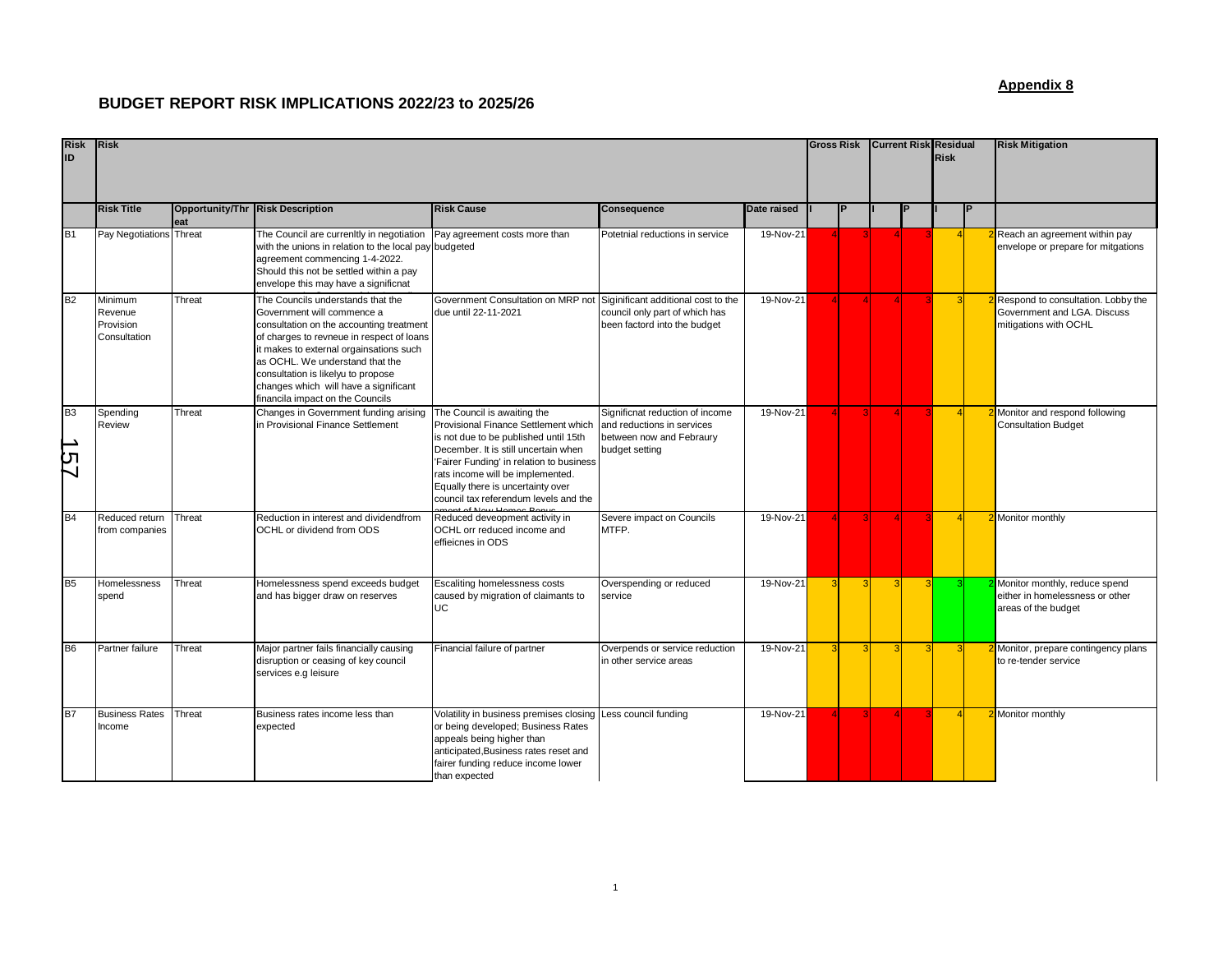**Appendix 8**

## BUDGET REPORT RISK IMPLICATIONS 2022/23 to 2025/26

| Risk ID | Risk | | | | | | Gross Risk | | Current Risk | | Residual Risk | | Risk Mitigation |
|---|---|---|---|---|---|---|---|---|---|---|---|---|---|
| | Risk Title | Opportunity/Threat | Risk Description | Risk Cause | Consequence | Date raised | I | P | I | P | I | P | |
| B1 | Pay Negotiations | Threat | The Council are currenltly in negotiation with the unions in relation to the local pay agreement commencing 1-4-2022. Should this not be settled within a pay envelope this may have a significnat | Pay agreement costs more than budgeted | Potetnial reductions in service | 19-Nov-21 | 4 | 3 | 4 | 3 | 4 | 2 | Reach an agreement within pay envelope or prepare for mitgations |
| B2 | Minimum Revenue Provision Consultation | Threat | The Councils understands that the Government will commence a consultation on the accounting treatment of charges to revneue in respect of loans it makes to external orgainsations such as OCHL. We understand that the consultation is likelyu to propose changes which will have a significant financila impact on the Councils | Government Consultation on MRP not due until 22-11-2021 | Siginificant additional cost to the council only part of which has been factord into the budget | 19-Nov-21 | 4 | 4 | 4 | 3 | 3 | 2 | Respond to consultation. Lobby the Government and LGA. Discuss mitigations with OCHL |
| B3 | Spending Review | Threat | Changes in Government funding arising in Provisional Finance Settlement | The Council is awaiting the Provisional Finance Settlement which is not due to be published until 15th December. It is still uncertain when 'Fairer Funding' in relation to business rats income will be implemented. Equally there is uncertainty over council tax referendum levels and the amount of New Homes Bonus | Significnat reduction of income and reductions in services between now and Febraury budget setting | 19-Nov-21 | 4 | 3 | 4 | 3 | 4 | 2 | Monitor and respond following Consultation Budget |
| B4 | Reduced return from companies | Threat | Reduction in interest and dividendfrom OCHL or dividend from ODS | Reduced deveopment activity in OCHL orr reduced income and effieicnes in ODS | Severe impact on Councils MTFP. | 19-Nov-21 | 4 | 3 | 4 | 3 | 4 | 2 | Monitor monthly |
| B5 | Homelessness spend | Threat | Homelessness spend exceeds budget and has bigger draw on reserves | Escaliting homelessness costs caused by migration of claimants to UC | Overspending or reduced service | 19-Nov-21 | 3 | 3 | 3 | 3 | 3 | 2 | Monitor monthly, reduce spend either in homelessness or other areas of the budget |
| B6 | Partner failure | Threat | Major partner fails financially causing disruption or ceasing of key council services e.g leisure | Financial failure of partner | Overpends or service reduction in other service areas | 19-Nov-21 | 3 | 3 | 3 | 3 | 3 | 2 | Monitor, prepare contingency plans to re-tender service |
| B7 | Business Rates Income | Threat | Business rates income less than expected | Volatility in business premises closing or being developed; Business Rates appeals being higher than anticipated,Business rates reset and fairer funding reduce income lower than expected | Less council funding | 19-Nov-21 | 4 | 3 | 4 | 3 | 4 | 2 | Monitor monthly |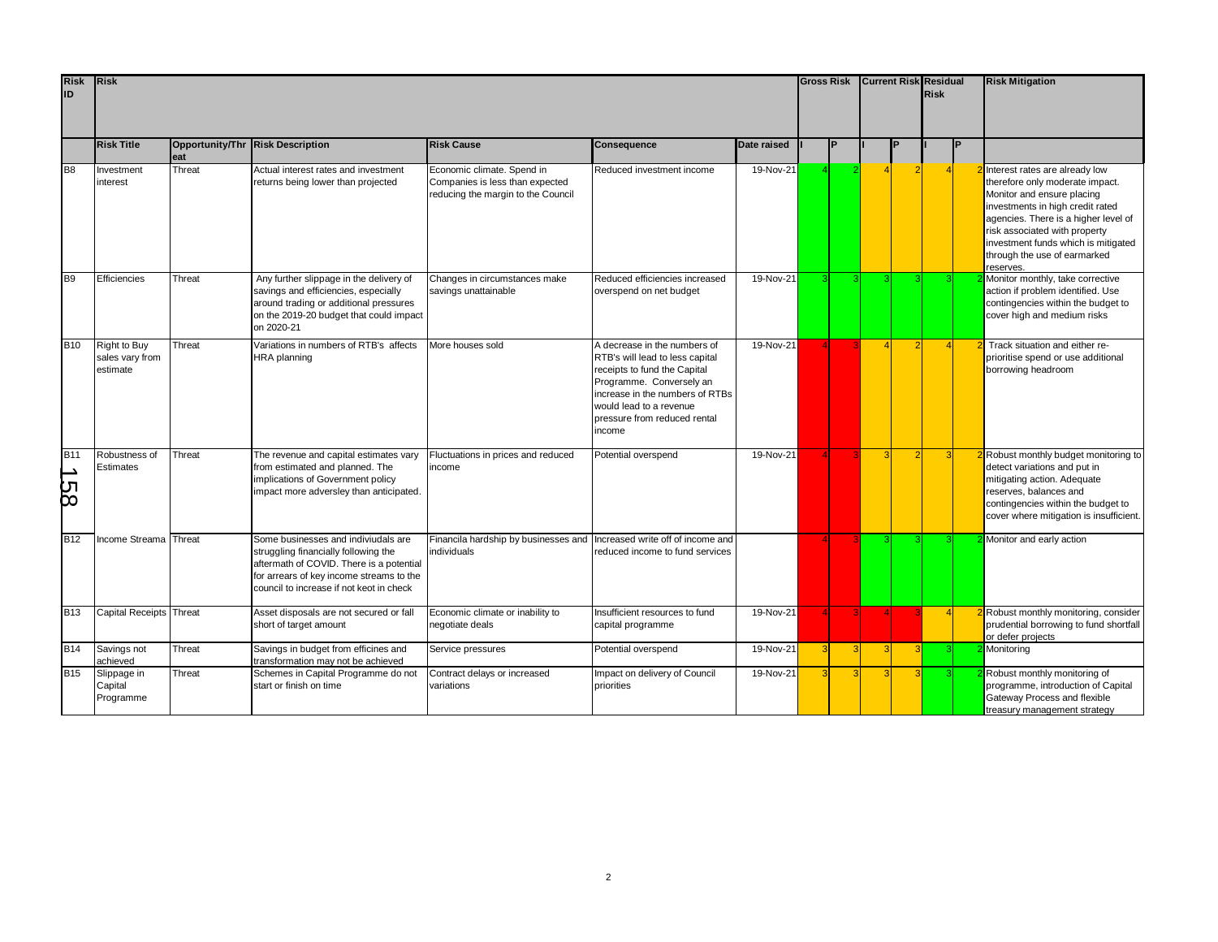| Risk ID | Risk | | | | | | Gross Risk | | Current Risk | | Residual Risk | | Risk Mitigation |
|---|---|---|---|---|---|---|---|---|---|---|---|---|---|
| | Risk Title | Opportunity/Threat | Risk Description | Risk Cause | Consequence | Date raised | I | P | I | P | I | P | |
| B8 | Investment interest | Threat | Actual interest rates and investment returns being lower than projected | Economic climate. Spend in Companies is less than expected reducing the margin to the Council | Reduced investment income | 19-Nov-21 | 4 | 2 | 4 | 2 | 4 | 2 | Interest rates are already low therefore only moderate impact. Monitor and ensure placing investments in high credit rated agencies. There is a higher level of risk associated with property investment funds which is mitigated through the use of earmarked reserves. |
| B9 | Efficiencies | Threat | Any further slippage in the delivery of savings and efficiencies, especially around trading or additional pressures on the 2019-20 budget that could impact on 2020-21 | Changes in circumstances make savings unattainable | Reduced efficiencies increased overspend on net budget | 19-Nov-21 | 3 | 3 | 3 | 3 | 3 | 2 | Monitor monthly, take corrective action if problem identified. Use contingencies within the budget to cover high and medium risks |
| B10 | Right to Buy sales vary from estimate | Threat | Variations in numbers of RTB's affects HRA planning | More houses sold | A decrease in the numbers of RTB's will lead to less capital receipts to fund the Capital Programme. Conversely an increase in the numbers of RTBs would lead to a revenue pressure from reduced rental income | 19-Nov-21 | 4 | 3 | 4 | 2 | 4 | 2 | Track situation and either re-prioritise spend or use additional borrowing headroom |
| B11 | Robustness of Estimates | Threat | The revenue and capital estimates vary from estimated and planned. The implications of Government policy impact more adversley than anticipated. | Fluctuations in prices and reduced income | Potential overspend | 19-Nov-21 | 4 | 3 | 3 | 2 | 3 | 2 | Robust monthly budget monitoring to detect variations and put in mitigating action. Adequate reserves, balances and contingencies within the budget to cover where mitigation is insufficient. |
| B12 | Income Streama | Threat | Some businesses and indiviudals are struggling financially following the aftermath of COVID. There is a potential for arrears of key income streams to the council to increase if not keot in check | Financila hardship by businesses and individuals | Increased write off of income and reduced income to fund services | | 4 | 3 | 3 | 3 | 3 | 2 | Monitor and early action |
| B13 | Capital Receipts | Threat | Asset disposals are not secured or fall short of target amount | Economic climate or inability to negotiate deals | Insufficient resources to fund capital programme | 19-Nov-21 | 4 | 3 | 4 | 3 | 4 | 2 | Robust monthly monitoring, consider prudential borrowing to fund shortfall or defer projects |
| B14 | Savings not achieved | Threat | Savings in budget from efficines and transformation may not be achieved | Service pressures | Potential overspend | 19-Nov-21 | 3 | 3 | 3 | 3 | 3 | 2 | Monitoring |
| B15 | Slippage in Capital Programme | Threat | Schemes in Capital Programme do not start or finish on time | Contract delays or increased variations | Impact on delivery of Council priorities | 19-Nov-21 | 3 | 3 | 3 | 3 | 3 | 2 | Robust monthly monitoring of programme, introduction of Capital Gateway Process and flexible treasury management strategy |